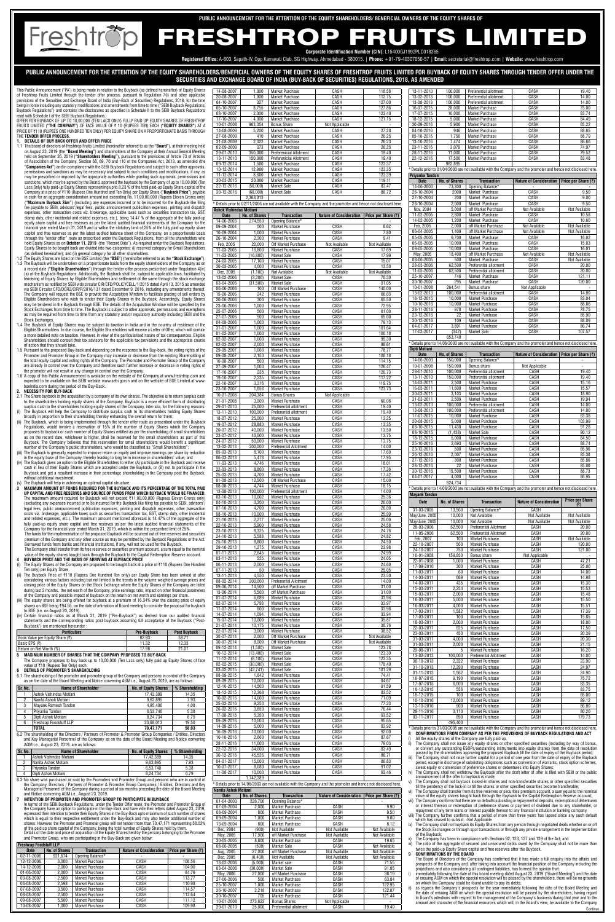PUBLIC ANNOUNCEMENT FOR THE ATTENTION OF THE EQUITY SHAREHOLDERS/ BENEFICIAL OWNERS OF THE EQUITY SHARES OF

# FRESHTROP FRUITS LIMITED

**Corporate Identification Number (CIN):** L15400GJ1992PLC018365

**Registered Office:** A-603, Sapath-IV, Opp Karnavati Club, SG Highway, Ahmedabad - 380015. | **Phone:** +91-79-40307050-57 | **Email:** secretarial@freshtrop.com | **Website:** www.freshtrop.com

## PUBLIC ANNOUNCEMENT FOR THE ATTENTION OF THE EQUITY SHAREHOLDERS/BENEFICIAL OWNERS OF THE EQUITY SHARES OF FRESHTROP FRUITS LIMITED FOR BUYBACK OF EQUITY SHARES THROUGH TENDER OFFER UNDER THE SECURITIES AND EXCHANGE BOARD OF INDIA (BUY-BACK OF SECURITIES) REGULATIONS, 2018, AS AMENDED

This Public Announcement ("PA") is being made in relation to the Buyback (as defined hereinafter) of Equity Shares of Freshtrop Fruits Limited through the tender offer process, pursuant to Regulation 7(i) and other applicable provisions of the Securities and Exchange Board of India (Buy-Back of Securities) Regulations, 2018, for the time being in force including any statutory modifications and amendments from time to time ("SEBI Buyback Regulations/ Buyback Regulations") and contains the disclosures as specified in Schedule II to the SEBI Buyback Regulations read with Schedule I of the SEBI Buyback Regulations.

OFFER FOR BUYBACK OF UP TO 10,00,000 (TEN LACS ONLY) FULLY PAID UP EQUITY SHARES OF FRESHTROP FRUITS LIMITED ("THE COMPANY") OF FACE VALUE OF ₹ 10 (RUPEES TEN) EACH ("EQUITY SHARES") AT A PRICE OF ₹110 (RUPEES ONE HUNDRED TEN ONLY) PER EQUITY SHARE ON A PROPORTIONATE BASIS THROUGH THE **TENDER OFFER PROCESS.**

### 1. DETAILS OF BUY BACK OFFER AND OFFER PRICE

1.1 The board of directors of Freshtrop Fruits Limited (hereinafter referred to as the "**Board**"), at their meeting held on August 23, 2019 (the "**Board Meeting**") and shareholders of the Company at their Annual General Meeting held on September 26, 2019 ("**Shareholders Meeting**"), pursuant to the provisions of Article 73 of Articles of Association of the Company, Section 68, 69, 70 and 110 of the Companies Act, 2013, as amended (the "**Companies Act**") and in compliance with the SEBI Buyback Regulations and subject to such other approvals, permissions and sanctions as may be necessary and subject to such conditions and modifications, if any, as may be prescribed or imposed by the appropriate authorities while granting such approvals, permissions and sanctions, which may be agreed by the Board, approved the buyback by the Company of up to 10,00,000 (Ten Lacs Only) fully paid-up Equity Shares representing up to 8.23 % of the total paid-up Equity Share capital of the Company at a price of ₹110 (Rupees One Hundred and Ten Only) per Equity Share ("**Buyback Price**") payable in cash for an aggregate consideration amount not exceeding Rs. 11,00,00,000 (Rupees Eleven Crores only) ("**Maximum Buyback Size**") (excluding any expenses incurred or to be incurred for the Buyback like filing fee payable to SEBI, advisors'/legal fees, public announcement publication expenses, printing and dispatch expenses, other transaction costs viz. brokerage, applicable taxes such as securities transaction tax, GST, stamp duty, other incidental and related expenses, etc.), being 14.47 % of the aggregate of the fully paid-up equity share capital and free reserves as per the latest audited financial statements of the Company for the financial year ended March 31, 2019 and is within the statutory limit of 25% of the fully paid-up equity share capital and free reserves as per the latest audited balance sheet of the Company, on a proportionate basis through the "tender offer" route as prescribed under the Buyback Regulations, from all the shareholders who hold Equity Shares as on **October 11, 2019** (the "Record Date"). As required under the Buyback Regulations, Equity Shares to be bought back are divided into two categories: (i) reserved category for Small Shareholders (as defined hereinafter); and (ii) general category for all other shareholders.

1.2 The Equity Shares are listed on the BSE Limited (the "**BSE**") (hereinafter referred to as the "**Stock Exchange**").

1.3 The Buyback will be undertaken on a proportionate basis from the equity shareholders of the Company as on a record date ("**Eligible Shareholders**") through the tender offer process prescribed under Regulation 4(iv)(a) of the Buyback Regulations. Additionally, the Buyback shall be, subject to applicable laws, facilitated by tendering of Equity Shares by Eligible Shareholders and settlement of the same through the stock exchange mechanism as notified by SEBI vide circular CIR/CFD/POLICYCELL/1/2015 dated April 13, 2015 as amended via SEBI Circular CFD/DCR2/CIR/P/2016/131 dated December 9, 2016, including any amendments thereof. The Company will request the BSE to provide the Acquisition Window to facilitate placing of sell orders by Eligible Shareholders who wish to tender their Equity Shares in the Buyback. Accordingly, Equity Shares may be tendered in the Buyback through BSE. The details of the Acquisition Window will be specified by the Stock Exchanges from time to time. The Buyback is subject to other approvals, permissions and exemptions as may be required from time to time from any statutory and/or regulatory authority including SEBI and the Stock Exchanges.

1.4 The Buyback of Equity Shares may be subject to taxation in India and in the country of residence of the Eligible Shareholders. In due course, the Eligible Shareholders will receive a Letter of Offer, which will contain a more detailed note on taxation. However, in view of the particularised nature of tax consequences, Eligible Shareholders should consult their tax advisors for the applicable tax provisions and the appropriate course of action that they should take.

1.5 Pursuant to the proposed Buy-back and depending on the response to the Buy-back, the voting rights of the Promoter and Promoter Group in the Company may increase or decrease from the existing Shareholding of the total equity capital and voting rights of the Company. The Promoter and Promoter Group of the Company are already in control over the Company and therefore such further increase or decrease in voting rights of the promoter will not result in any change in control over the Company.

1.6 A copy of this Public Announcement is available on the website of the Company at www.freshtrop.com and expected to be available on the SEBI website www.sebi.gov.in and on the website of BSE Limited at www.bseindia.com during the period of the Buy-Back.

### 2. NECESSITY FOR BUY-BACK

2.1 The Share buyback is the acquisition by a company of its own shares. The objective is to return surplus cash to the shareholders holding equity shares of the Company. Buyback is a more efficient form of distributing surplus cash to the shareholders holding equity shares of the Company, inter-alia, for the following reasons:

(i) The Buyback will help the Company to distribute surplus cash to its shareholders holding Equity Shares broadly in proportion to their shareholding thereby enhancing the overall return for them;

(ii) The Buyback, which is being implemented through the tender offer route as prescribed under the Buyback Regulations, would involve a reservation of 15% of the number of Equity Shares which the Company proposes to buyback or such number of Equity Shares entitled as per the shareholding of small shareholders as on the record date, whichever is higher, shall be reserved for small shareholders as part of this Buyback. The Company believes that this reservation for small shareholders would benefit a significant number of the Company's public shareholders, who would be classified as "Small Shareholders";

(iii) The Buyback is generally expected to improve return on equity and improve earnings per share by reduction in the equity base of the Company, thereby leading to long term increase in shareholders' value; and

(iv) The Buyback gives an option to the Eligible Shareholders to either (A) participate in the Buyback and receive cash in lieu of their Equity Shares which are accepted under the Buyback, or (B) not to participate in the Buyback and get a resultant increase in their percentage shareholding in the Company post the Buyback, without additional investment.

(v) The Buyback will help in achieving an optimal capital structure.

### 3. MAXIMUM AMOUNT OF FUNDS REQUIRED FOR THE BUYBACK AND ITS PERCENTAGE OF THE TOTAL PAID UP CAPITAL AND FREE RESERVES AND SOURCE OF FUNDS FROM WHICH BUYBACK WOULD BE FINANCED.

The maximum amount required for Buyback will not exceed ₹11,00,00,000 (Rupees Eleven Crores only) (excluding any expenses incurred or to be incurred for the Buyback like filing fee payable to SEBI, advisors'/legal fees, public announcement publication expenses, printing and dispatch expenses, other transaction costs viz. brokerage, applicable taxes such as securities transaction tax, GST, stamp duty, other incidental and related expenses, etc.). The maximum amount mentioned aforesaid is 14.47% of the aggregate of the fully paid-up equity share capital and free reserves as per the latest audited financial statements of the Company for the financial year ended March 31, 2019, which is within the prescribed limit of 25%.

The funds for the implementation of the proposed Buyback will be sourced out of free reserves and securities premium of the Company and any other source as may be permitted by the Buyback Regulations or the Act. Borrowed funds from banks and financial institutions, if any, will not be used for the Buyback.

The Company shall transfer from its free reserves or securities premium account, a sum equal to the nominal value of the equity shares bought back through the Buyback to the Capital Redemption Reserve account.

### 4. BUYBACK PRICE AND THE BASIS OF ARRIVING AT BUYBACK PRICE

(i) The Equity Shares of the Company are proposed to be bought back at a price of ₹110 (Rupees One Hundred Ten only) per Equity Share.

(ii) The Buyback Price of ₹110 (Rupees One Hundred Ten only) per Equity Share has been arrived at after considering various factors including but not limited to the trends in the volume weighted average prices and closing price of the Equity Shares on the Stock Exchange where the Equity Shares of the Company are listed during last 2 months, the net worth of the Company, price earnings ratio, impact on other financial parameters of the Company and possible impact of buyback on the return on net worth and earnings per share.

(iii) The equity shares are being offered for buyback at a premium of 16.54% over the closing price of equity shares on BSE being ₹94.55, on the date of intimation of Board meeting to consider the proposal for buyback to BSE (i.e. on August 20, 2019).

(iv) Certain financial ratios as at March 31, 2019 ("Pre-Buyback") as derived from our audited financial statements and the corresponding ratios post buyback assuming full acceptance of the Buyback ("Post-Buyback") are mentioned hereunder :-

| Particulars | Pre-Buyback | Post Buyback |
|---|---|---|
| Book Value per Equity Share (₹) | 62.93 | 58.71 |
| Basic EPS (₹) | 11.32 | 12.33 |
| Return on Net Worth (%) | 17.98 | 21.01 |

### 5. MAXIMUM NUMBER OF SHARES THAT THE COMPANY PROPOSES TO BUY-BACK

The Company proposes to buy back up to 10,00,000 (Ten Lacs only) fully paid up Equity Shares of face value of ₹10 (Rupees Ten Only) each.

### 6. DETAILS OF PROMOTER'S SHAREHOLDING

6.1 The shareholding of the promoter and promoter group of the Company and persons in control of the Company as on the date of the Board Meeting and Notice convening AGM i.e., August 23, 2019, are as follows:

| Sr. No. | Name of Shareholder | No. of Equity Shares | % Shareholding |
|---|---|---|---|
| 1 | Ashok Vishindas Motiani | 17,42,389 | 14.35 |
| 2 | Nanita Ashok Motiani | 9,62,895 | 7.93 |
| 3 | Mayank Ramesh Tandon | 4,95,400 | 4.08 |
| 4 | Priyanka Tandon | 6,53,740 | 5.38 |
| 5 | Dipti Ashok Motiani | 8,24,734 | 6.79 |
| 6 | Freshtrop Foodsoft LLP | 23,68,013 | 19.50 |
| | **TOTAL** | **70,47,171** | **58.03** |

6.2 The shareholding of the Directors / Partners of Promoter & Promoter Group Companies / Entities, Directors and Key Managerial Personnel of the Company as on the date of the Board Meeting and Notice convening AGM i.e., August 23, 2019, are as follows:

| Sr. No. | Name of Shareholder | No. of Equity Shares | % Shareholding |
|---|---|---|---|
| 1 | Ashok Vishindas Motiani | 17,42,389 | 14.35 |
| 2 | Nanita Ashok Motiani | 9,62,895 | 7.93 |
| 3 | Priyanka Tandon | 6,53,740 | 5.38 |
| 4 | Dipti Ashok Motiani | 8,24,734 | 6.79 |

6.3 No share was purchased or sold by the Promoters and Promoter Group and persons who are in control of the Company, Directors / Partners of Promoter & Promoter Group Companies / Entities, Directors and Key Managerial Personnel of the Company during a period of six months preceding the date of the Board Meeting and Notice convening AGM i.e., August 23, 2019.

### 7. INTENTION OF PROMOTER AND PROMOTER GROUP TO PARTICIPATE IN BUYBACK

In terms of the SEBI Buyback Regulations, under the Tender Offer route, the Promoter and Promoter Group of the Company have an option to participate in the Buy-Back and have vide their letters dated August 23, 2019, expressed their intention to tender their Equity Shares in the Buy-Back upto maximum of such number of shares which is equal to their respective entitlement under the Buy-Back and may also tender additional number of shares. However, the Promoter and Promoter group will not tender more than 70,47,171 representing 58.03% of the paid up share capital of the Company, being the total number of Equity Shares held by them.

Details of the date and price of acquisition of the Equity Shares held by the persons belonging to the Promoter and Promoter Group, who are participating in the Buy-Back are given below:

**Freshtrop Foodsoft LLP**

| Date | No. of Shares | Transaction | Nature of Consideration | Price per Share (₹) |
|---|---|---|---|---|
| 02-11-2006 | 921,674 | Opening Balance* | - | - |
| 12-12-2006 | 3,000 | Market Purchase | CASH | 108.56 |
| 14-12-2006 | 2,000 | Market Purchase | CASH | 104.00 |
| 01-06-2007 | 2,000 | Market Purchase | CASH | 84.76 |
| 03-08-2007 | 2,500 | Market Purchase | CASH | 113.77 |
| 06-08-2007 | 2,598 | Market Purchase | CASH | 110.98 |
| 07-08-2007 | 3,500 | Market Purchase | CASH | 114.57 |
| 08-08-2007 | 2,500 | Market Purchase | CASH | 112.64 |
| 09-08-2007 | 2,500 | Market Purchase | CASH | 111.12 |
| 10-08-2007 | 1,000 | Market Purchase | CASH | 109.98 |
| 14-08-2007 | 1,000 | Market Purchase | CASH | 118.58 |
| 20-08-2007 | 1,000 | Market Purchase | CASH | 112.75 |
| 04-10-2007 | 327 | Market Purchase | CASH | 127.00 |
| 05-10-2007 | 8,755 | Market Purchase | CASH | 127.86 |
| 08-10-2007 | 2,000 | Market Purchase | CASH | 123.40 |
| 17-10-2007 | 4,000 | Market Purchase | CASH | 121.15 |
| 10-01-2008 | 963,354 | Bonus Share | Not Applicable | - |
| 14-08-2009 | 5,200 | Market Purchase | CASH | 27.28 |
| 27-08-2009 | 410 | Market Purchase | CASH | 26.25 |
| 31-08-2009 | 2,322 | Market Purchase | CASH | 26.23 |
| 02-09-2009 | 073 | Market Purchase | CASH | 26.25 |
| 29-01-2010 | 350,000 | Preferencial Allotment | CASH | 19.40 |
| 13-11-2010 | 150,000 | Preferencial Allotment | CASH | 19.40 |
| 09-12-2014 | 1,500 | Market Purchase | CASH | 123.37 |
| 10-12-2014 | 12,500 | Market Purchase | CASH | 123.35 |
| 11-12-2014 | 8,600 | Market Purchase | CASH | 123.39 |
| 20-03-2015 | 20,000 | Market Purchase | CASH | 119.11 |
| 22-12-2016 | (50,000) | Market Sale | CASH | 83.47 |
| 30-12-2016 | (60,000) | Market Sale | CASH | 88.72 |
| | 2,368,013 | | | |

\* Details prior to 02/11/2006 are not available with the Company and the promoter and hence not disclosed here.

**Ashok Vishindas Motiani**

| Date | No. of Shares | Transaction | Nature of Consideration | Price per Share (₹) |
|---|---|---|---|---|
| 14-06-2003 | 274,550 | Opening Balance* | - | - |
| 09-09-2004 | 500 | Market Purchase | CASH | 8.62 |
| 10-09-2004 | 1,000 | Market Purchase | CASH | 7.80 |
| 26-10-2004 | 2,300 | Market Purchase | CASH | 9.41 |
| Feb, 2005 | 20,000 | Off Market Purchase | Not Available | Not Available |
| 11-03-2005 | 16,800 | Market Purchase | CASH | 17.69 |
| 11-03-2005 | (16,800) | Market Sale | CASH | 17.99 |
| 24-03-2005 | 17,100 | Market Purchase | CASH | 15.07 |
| 30-03-2005 | 4,800 | Market Purchase | CASH | 13.50 |
| Dec, 2005 | (1,100) | Not Available | Not Available | Not Available |
| 13-02-2006 | (3,200) | Market Sale | CASH | 70.30 |
| 03-04-2006 | (31,500) | Market Sale | CASH | 91.05 |
| 06-06-2006 | 100 | Off Market Purchase | CASH | 140.00 |
| 19-06-2006 | 242 | Market Purchase | CASH | 66.03 |
| 20-06-2006 | 300 | Market Purchase | CASH | 65.50 |
| 23-06-2006 | 1,000 | Market Purchase | CASH | 72.95 |
| 25-07-2006 | 500 | Market Purchase | CASH | 61.00 |
| 27-07-2006 | 500 | Market Purchase | CASH | 65.00 |
| 04-08-2006 | 1,000 | Market Purchase | CASH | 79.13 |
| 31-07-2007 | 1,000 | Market Purchase | CASH | 101.64 |
| 01-02-2007 | 1,000 | Market Purchase | CASH | 100.18 |
| 02-02-2007 | 1,000 | Market Purchase | CASH | 99.30 |
| 02-03-2007 | 2,000 | Market Purchase | CASH | 88.61 |
| 29-05-2007 | 1,000 | Market Purchase | CASH | 78.77 |
| 09-08-2007 | 2,150 | Market Purchase | CASH | 108.18 |
| 10-08-2007 | 500 | Market Purchase | CASH | 114.15 |
| 27-09-2007 | 1,000 | Market Purchase | CASH | 126.47 |
| 17-10-2007 | 235 | Market Purchase | CASH | 120.73 |
| 19-10-2007 | 2,235 | Market Purchase | CASH | 117.22 |
| 22-10-2007 | 3,316 | Market Purchase | CASH | 119.75 |
| 23-10-2007 | 1,656 | Market Purchase | CASH | 123.73 |
| 10-01-2008 | 304,384 | Bonus Shares | Not Applicable | - |
| 21-01-2008 | 3,000 | Market Purchase | CASH | 60.08 |
| 29-01-2010 | 25,000 | Preferential allotment | CASH | 19.40 |
| 13-11-2010 | 100,000 | Preferential allotment | CASH | 19.40 |
| 18-07-2012 | 25,000 | Market Purchase | CASH | 13.25 |
| 19-07-2012 | 28,880 | Market Purchase | CASH | 13.35 |
| 20-07-2012 | 40,000 | Market Purchase | CASH | 13.50 |
| 23-07-2012 | 40,000 | Market Purchase | CASH | 13.75 |
| 24-07-2012 | 59,000 | Market Purchase | CASH | 13.75 |
| 13-02-2013 | 200,000 | Preferential Allotment | CASH | 14.00 |
| 05-03-2013 | 8,100 | Market Purchase | CASH | 17.69 |
| 06-03-2013 | 5,478 | Market Purchase | CASH | 17.95 |
| 11-03-2013 | 4,746 | Market Purchase | CASH | 18.01 |
| 22-03-2013 | 8,800 | Market Purchase | CASH | 17.36 |
| 25-03-2013 | 4,700 | Market Purchase | CASH | 17.42 |
| 01-08-2013 | 12,500 | Off Market Purchase | CASH | 15.00 |
| 08-08-2013 | 4,744 | Market Purchase | CASH | 18.15 |
| 13-08-2013 | 100,000 | Preferential allotment | CASH | 14.00 |
| 03-10-2013 | 10,002 | Market Purchase | CASH | 25.36 |
| 04-10-2013 | 3,200 | Market Purchase | CASH | 26.00 |
| 07-10-2013 | 4,700 | Market Purchase | CASH | 26.00 |
| 08-10-2013 | 10,000 | Market Purchase | CASH | 25.99 |
| 21-10-2013 | 2,277 | Market Purchase | CASH | 25.00 |
| 22-10-2013 | 5,900 | Market Purchase | CASH | 24.58 |
| 23-10-2013 | 8,325 | Market Purchase | CASH | 24.76 |
| 24-10-2013 | 5,588 | Market Purchase | CASH | 24.82 |
| 25-10-2013 | 8,800 | Market Purchase | CASH | 24.50 |
| 29-10-2013 | 1,275 | Market Purchase | CASH | 23.98 |
| 01-11-2013 | 2,645 | Market Purchase | CASH | 24.99 |
| 03-11-2013 | 525 | Market Purchase | CASH | 24.05 |
| 06-11-2013 | 2,000 | Market Purchase | CASH | 24.60 |
| 07-11-2013 | 50 | Market Purchase | CASH | 25.05 |
| 13-11-2013 | 4,550 | Market Purchase | CASH | 23.50 |
| 08-02-2014 | 200,000 | Preferential Allotment | CASH | 14.00 |
| 09-06-2014 | 14,500 | off Market Purchase | CASH | 31.00 |
| 13-06-2014 | 5,500 | off Market Purchase | CASH | 31.00 |
| 01-07-2014 | 6,689 | Market Purchase | CASH | 33.96 |
| 02-07-2014 | 5,793 | Market Purchase | CASH | 33.97 |
| 11-07-2014 | 600 | Market Purchase | CASH | 33.98 |
| 14-07-2014 | 1,094 | Market Purchase | CASH | 33.94 |
| 15-07-2014 | 10,000 | Market Purchase | CASH | 35.87 |
| 21-07-2014 | 10,175 | Market Purchase | CASH | 38.76 |
| 22-07-2014 | 3,000 | Market Purchase | CASH | 38.52 |
| 30-07-2014 | 2,000 | Off Market Purchase | CASH | Not Available |
| 30-07-2014 | 8,000 | Off Market Purchase | CASH | Not Available |
| 09-12-2014 | (1,500) | Market Sale | CASH | 123.78 |
| 10-12-2014 | (13,400) | Market Sale | CASH | 123.39 |
| 11-12-2014 | (8,100) | Market Sale | CASH | 123.35 |
| 02-02-2015 | (30,000) | Market Sale | CASH | 178.40 |
| 03-02-2015 | (42,741) | Market Sale | CASH | 181.29 |
| 08-09-2015 | 1,842 | Market Purchase | CASH | 74.41 |
| 09-09-2015 | 10,000 | Market Purchase | CASH | 84.67 |
| 12-10-2015 | 14,500 | Market Purchase | CASH | 91.59 |
| 18-12-2015 | 12,368 | Market Purchase | CASH | 83.52 |
| 10-02-2016 | 14,000 | Market Purchase | CASH | 71.09 |
| 25-02-2016 | 9,250 | Market Purchase | CASH | 77.23 |
| 26-02-2016 | 3,650 | Market Purchase | CASH | 76.44 |
| 17-08-2016 | 5,354 | Market Purchase | CASH | 93.52 |
| 09-09-2016 | 10,000 | Market Purchase | CASH | 95.65 |
| 14-09-2016 | 5,000 | Market Purchase | CASH | 93.92 |
| 16-09-2016 | 10,000 | Market Purchase | CASH | 92.00 |
| 10-10-2016 | 2,660 | Market Purchase | CASH | 87.67 |
| 28-11-2016 | 11,000 | Market Purchase | CASH | 79.03 |
| 22-12-2016 | 34,000 | Market Purchase | CASH | 83.49 |
| 30-12-2016 | 45,526 | Market Purchase | CASH | 88.71 |
| 04-01-2017 | 15,000 | Market Purchase | CASH | 86.83 |
| 10-07-2017 | 8,088 | Market Purchase | CASH | 91.02 |
| 11-08-2017 | 10,000 | Market Purchase | CASH | 93.46 |
| | 1,742,389 | | | |

\* Details prior to 14/06/2003 are not available with the Company and the promoter and hence not disclosed here.

**Nanita Ashok Motiani**

| Date | No. of Shares | Transaction | Nature of Consideration | Price per Share (₹) |
|---|---|---|---|---|
| 01-04-2003 | 226,700 | Opening Balance* | - | - |
| 07-09-2004 | 2,000 | Market Purchase | CASH | 9.90 |
| 08-09-2004 | 800 | Market Purchase | CASH | 9.50 |
| 09-09-2004 | 1,000 | Market Purchase | CASH | 9.00 |
| 13-09-2004 | 800 | Market Purchase | CASH | 8.12 |
| Dec, 2004 | (900) | Not Available | Not Available | Not Available |
| May, 2005 | 17,500 | off Market Purchase | Not Available | Not Available |
| 30-05-2005 | 8,800 | Market Purchase | CASH | 19.65 |
| 08-06-2005 | (500) | Market Sale | CASH | Not Available |
| Aug, 2005 | 27,000 | off Market Purchase | Not Available | Not Available |
| Dec, 2005 | (6,400) | Not Available | Not Available | Not Available |
| 13-02-2006 | (5,000) | Market sale | CASH | 71.55 |
| 03-04-2006 | (30,000) | Market Sale | CASH | 91.05 |
| May, 2006 | 27,000 | off Market Purchase | CASH | 36.19 |
| 27-06-2006 | 500 | Market Purchase | CASH | 63.84 |
| 25-10-2007 | 1,000 | Market Purchase | CASH | 122.95 |
| 26-10-2007 | 2,218 | Market Purchase | CASH | 122.87 |
| 30-10-2007 | 705 | Market Purchase | CASH | 121.44 |
| 10-01-2008 | 273,623 | Bonus Shares | Not Applicable | - |
| 29-01-2010 | 25,000 | Preferential allotment | CASH | 19.40 |
| 13-11-2010 | 100,000 | Preferential allotment | CASH | 19.40 |
| 13-02-2013 | 100,000 | Preferential allotment | CASH | 14.00 |
| 13-08-2013 | 100,000 | Preferential allotment | CASH | 14.00 |
| 16-07-2015 | 28,000 | Market Purchase | CASH | 75.00 |
| 17-07-2015 | 10,000 | Market Purchase | CASH | 83.74 |
| 18-12-2015 | 5,000 | Market Purchase | CASH | 84.49 |
| 30-09-2016 | 5,900 | Market Purchase | CASH | 85.22 |
| 04-10-2016 | 946 | Market Purchase | CASH | 88.65 |
| 05-10-2016 | 1,750 | Market Purchase | CASH | 88.79 |
| 13-10-2016 | 7,474 | Market Purchase | CASH | 86.66 |
| 23-11-2016 | 3,079 | Market Purchase | CASH | 74.97 |
| 28-11-2016 | 11,000 | Market Purchase | CASH | 79.52 |
| 22-12-2016 | 17,500 | Market Purchase | CASH | 83.48 |
| | 962,895 | | | |

\* Details prior to 01/04/2003 are not available with the Company and the promoter and hence not disclosed here.

**Priyanka Tandon**

| Date | No. of Shares | Transaction | Nature of Consideration | Price per Share (₹) |
|---|---|---|---|---|
| 14-06-2003 | 73,300 | Opening Balance* | - | - |
| 26-10-2004 | 2000 | Market Purchase | CASH | 9.50 |
| 27-10-2004 | 200 | Market Purchase | CASH | 9.00 |
| 28-10-2004 | 2,000 | Market Purchase | CASH | 9.50 |
| Nov, 2004 | 5,000 | off Market Purchase | Not Available | Not Available |
| 11-02-2005 | 2,800 | Market Purchase | CASH | 10.58 |
| 14-02-2005 | 1,200 | Market Purchase | CASH | 10.60 |
| Feb, 2005 | 2,000 | off Market Purchase | Not Available | Not Available |
| 06-04-2005 | 1,400 | off Market Purchase | Not Available | Not Available |
| 05-05-2005 | 9,700 | Market Purchase | CASH | 16.02 |
| 06-05-2005 | 10,000 | Market Purchase | CASH | 15.83 |
| 09-05-2005 | 10,000 | Market Purchase | CASH | 16.01 |
| May, 2005 | 18,400 | off Market Purchase | Not Available | Not Available |
| 08-06-2005 | 500 | Market Purchase | CASH | Not Available |
| 28-03-2006 | 62,500 | Preferential allotment | CASH | 20.00 |
| 11-05-2006 | 62,500 | Preferential allotment | CASH | 20.00 |
| 25-10-2007 | 746 | Market Purchase | CASH | 121.11 |
| 30-10-2007 | 295 | Market Purchase | CASH | 120.00 |
| 10-01-2008 | 264,541 | Bonus share | Not Applicable | - |
| 13-02-2013 | 100,000 | Preferential allotment | CASH | 14.00 |
| 18-12-2015 | 10,000 | Market Purchase | CASH | 83.04 |
| 10-10-2016 | 10,000 | Market Purchase | CASH | 88.86 |
| 28-11-2016 | 978 | Market Purchase | CASH | 78.75 |
| 23-12-2016 | 22 | Market Purchase | CASH | 85.00 |
| 30-12-2016 | 109 | Market Purchase | CASH | 88.09 |
| 04-01-2017 | 3,891 | Market Purchase | CASH | 86.74 |
| 17-03-2017 | (342) | Market Sale | CASH | 107.57 |
| | 653,740 | | | |

\* Details prior to 14/06/2003 are not available with the Company and the promoter and hence not disclosed here.

**Dipti Motiani**

| Date | No. of Shares | Transaction | Nature of Consideration | Price per Share (₹) |
|---|---|---|---|---|
| 14-06-2003 | 150,000 | Opening Balance* | - | - |
| 10-01-2008 | 150,000 | Bonus share | Not Applicable | - |
| 29-01-2010 | 100,000 | Preferential allotment | CASH | 19.40 |
| 13-11-2010 | 150,000 | Preferential allotment | CASH | 19.40 |
| 14-03-2011 | 2,500 | Market Purchase | CASH | 15.16 |
| 16-03-2011 | 11,600 | Market Purchase | CASH | 15.57 |
| 30-03-2011 | 3,103 | Market Purchase | CASH | 18.90 |
| 31-03-2011 | 2,509 | Market Purchase | CASH | 19.94 |
| 13-02-2013 | 100,000 | Preferential allotment | CASH | 14.00 |
| 13-08-2013 | 100,000 | Preferential allotment | CASH | 14.00 |
| 17-07-2015 | 10,000 | Market Purchase | CASH | 83.38 |
| 20-08-2015 | 5,000 | Market Purchase | CASH | 103.99 |
| 08-10-2015 | 11,438 | Market Purchase | CASH | 91.28 |
| 08-10-2015 | (1,438) | Market Sale | CASH | 90.12 |
| 16-12-2015 | 5,000 | Market Purchase | CASH | 84.50 |
| 25-10-2016 | 2,693 | Market Purchase | CASH | 88.74 |
| 23-12-2016 | 500 | Market Purchase | CASH | 85.96 |
| 26-12-2016 | 2,007 | Market Purchase | CASH | 85.38 |
| 27-12-2016 | 300 | Market Purchase | CASH | 85.86 |
| 28-12-2016 | 22 | Market Purchase | CASH | 85.00 |
| 30-12-2016 | 15,500 | Market Purchase | CASH | 88.73 |
| 04-01-2017 | 4,000 | Market Purchase | CASH | 86.95 |
| | 824,734 | | | |

\* Details prior to 14/06/2003 are not available with the Company and the promoter and hence not disclosed here.

**Mayank Tandon**

| Date | No. of Shares | Transaction | Nature of Consideration | Price per Share (₹) |
|---|---|---|---|---|
| 31-03-2005 | 13,500 | Opening Balance* | CASH | - |
| May/June, 2005 | 10,000 | Not Available | Not Available | Not Available |
| May/June, 2005 | 10,000 | Not Available | Not Available | Not Available |
| 28-03-2006 | 62,500 | Preferential Allotment | CASH | 20.00 |
| 11-05-2006 | 62,500 | Preferential Allotment | CASH | 20.00 |
| Feb, 2007 | 100 | Market Purchase | CASH | Not Available |
| 22-10-2007 | 500 | Market Purchase | CASH | 120.00 |
| 24-10-2007 | 750 | Market Purchase | CASH | 121.00 |
| 10-01-2008 | 159,850 | Bonus share | Not Applicable | - |
| 22-01-2008 | 1,000 | Market Purchase | CASH | 47.21 |
| 17-09-2010 | 300 | Market Purchase | CASH | 25.00 |
| 11-03-2011 | 60 | Market Purchase | CASH | 14.00 |
| 14-03-2011 | 669 | Market Purchase | CASH | 14.98 |
| 14-03-2011 | 435 | Market Purchase | CASH | 15.30 |
| 15-03-2011 | 2,254 | Market Purchase | CASH | 15.53 |
| 15-03-2011 | 2,000 | Market Purchase | CASH | 15.48 |
| 16-03-2011 | 5,000 | Market Purchase | CASH | 15.50 |
| 16-03-2011 | 4,000 | Market Purchase | CASH | 15.51 |
| 17-03-2011 | 1,582 | Market Purchase | CASH | 17.39 |
| 17-03-2011 | 100 | Market Purchase | CASH | 15.85 |
| 18-03-2011 | 2,000 | Market Purchase | CASH | 18.00 |
| 22-03-2011 | 925 | Market Purchase | CASH | 17.50 |
| 23-03-2011 | 450 | Market Purchase | CASH | 20.39 |
| 31-03-2011 | 4,000 | Market Purchase | CASH | 20.30 |
| 31-03-2011 | 2,000 | Market Purchase | CASH | 21.15 |
| 29-08-2011 | 5 | Market Purchase | CASH | 16.20 |
| 13-02-2013 | 100,000 | Preferential Allotment | CASH | 14.00 |
| 30-10-2013 | 2,322 | Market Purchase | CASH | 23.90 |
| 31-10-2013 | 12,290 | Market Purchase | CASH | 24.97 |
| 01-11-2013 | 1,562 | Market Purchase | CASH | 24.90 |
| 16-07-2015 | 9,190 | Market Purchase | CASH | 75.72 |
| 17-07-2015 | 6,000 | Market Purchase | CASH | 83.35 |
| 18-12-2015 | 556 | Market Purchase | CASH | 83.75 |
| 18-12-2015 | 100 | Market Purchase | CASH | 85.00 |
| 10-10-2016 | 12,000 | Market Purchase | CASH | 89.12 |
| 13-10-2016 | 900 | Market Purchase | CASH | 86.00 |
| 28-11-2016 | 3,110 | Market Purchase | CASH | 80.20 |
| 03-11-2017 | 890 | Market Purchase | CASH | 179.73 |
| | 495,400 | | | |

\* Details prior to 31/03/2005 are not available with the Company and the promoter and hence not disclosed here.

### 8. CONFIRMATIONS FROM COMPANY AS PER THE PROVISIONS OF BUYBACK REGULATIONS AND ACT

i) All the equity shares of the Company are fully paid up.

ii) The Company shall not issue any equity shares or other specified securities (including by way of bonus, or convert any outstanding ESOPs/outstanding instruments into equity shares) from the date of resolution passed by the shareholders approving the proposed Buyback till the date of expiry of the Buyback period;

iii) The Company shall not raise further capital for a period of one year from the date of expiry of the Buyback period, except in discharge of subsisting obligations such as conversion of warrants, stock option schemes, sweat equity or conversion of preference shares or debentures into Equity Shares;

iv) The Company shall not withdraw the Buyback after the draft letter of offer is filed with SEBI or the public announcement of the offer to buyback is made;

v) The Company shall not buyback locked-in shares and non-transferable shares or other specified securities till the pendency of the lock-in or till the shares or other specified securities become transferable;

vi) The Company shall transfer from its free reserves or securities premium account, a sum equal to the nominal value of the equity shares bought back through the Buyback to the Capital Redemption Reserve account;

vii) The Company confirms that there are no defaults subsisting in repayment of deposits, redemption of debentures or interest thereon or redemption of preference shares or payment of dividend due to any shareholder, or repayment of any term loans or interest payable thereon to any financial institution or banking company;

viii) The Company further confirms that a period of more than three years has lapsed since any such default which has ceased to subsist. -Not Applicable.

ix) The Company shall not buyback its Equity Shares from any person through negotiated deals whether on or off the Stock Exchanges or through spot transactions or through any private arrangement in the implementation of the Buyback;

x) The Company has been in compliance with Sections 92, 123, 127 and 129 of the Act; and

xi) The ratio of the aggregate of secured and unsecured debts owed by the Company shall not be more than twice the paid-up Equity Share capital and free reserves after the Buyback.

### 9. CONFIRMATIONS BY THE BOARD

The Board of Directors of the Company has confirmed that it has made a full enquiry into the affairs and prospects of the Company and, after taking into account the financial position of the Company including the projections and also considering all contingent liabilities, has formed the opinion that:

i) immediately following the date of this board meeting dated August 23, 2019 ("Board Meeting") and the date of ensuing AGM on which the special resolution will be passed by the shareholders, there will be no grounds on which the Company could be found unable to pay its debts;

ii) as regards the Company's prospects for the year immediately following the date of the Board Meeting and the date of ensuing AGM on which the special resolution will be passed by the shareholders, having regard to Board's intentions with respect to the management of the Company's business during that year and to the amount and character of the financial resources which will, in the Board's view, be available to the Company

Contd...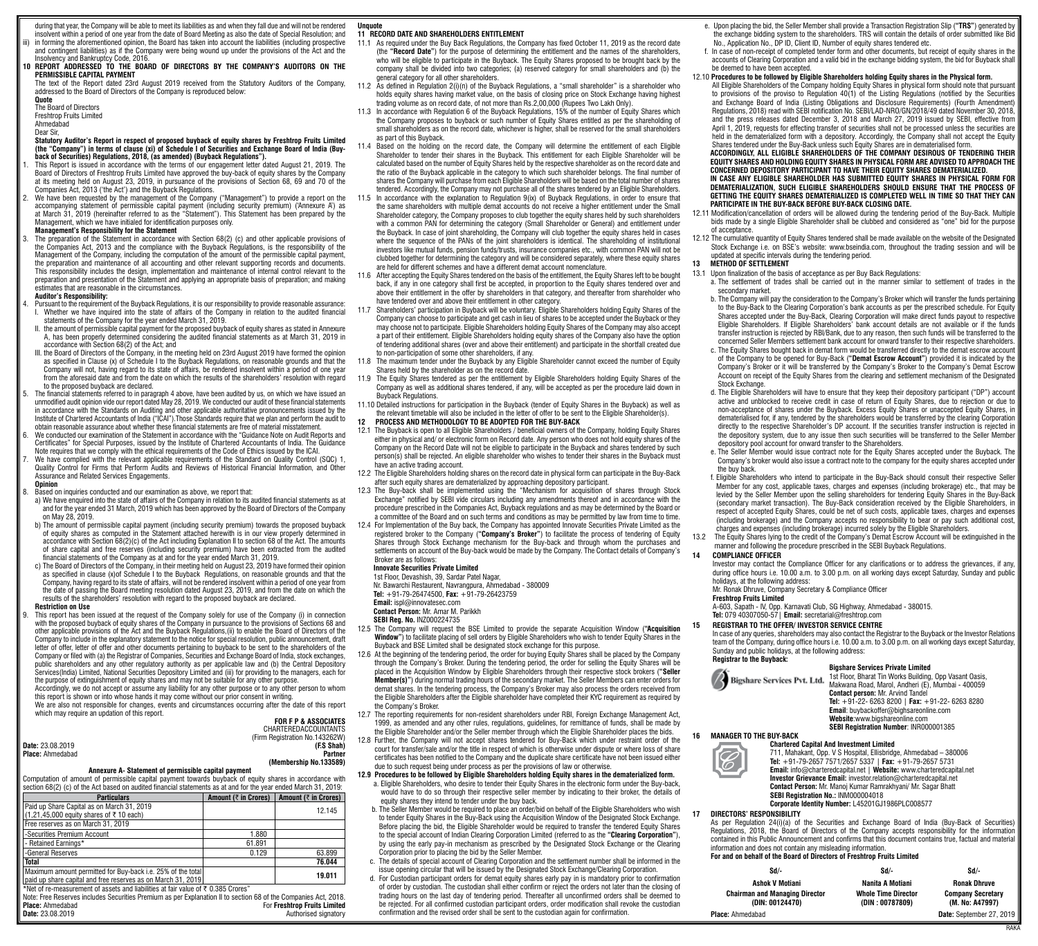during that year, the Company will be able to meet its liabilities as and when they fall due and will not be rendered insolvent within a period of one year from the date of Board Meeting as also the date of Special Resolution; and

iii) in forming the aforementioned opinion, the Board has taken into account the liabilities (including prospective and contingent liabilities) as if the Company were being wound up under the provisions of the Act and the Insolvency and Bankruptcy Code, 2016.

**10 REPORT ADDRESSED TO THE BOARD OF DIRECTORS BY THE COMPANY'S AUDITORS ON THE PERMISSIBLE CAPITAL PAYMENT**

The text of the Report dated 23rd August 2019 received from the Statutory Auditors of the Company, addressed to the Board of Directors of the Company is reproduced below:

**Quote**

The Board of Directors
Freshtrop Fruits Limited
Ahmedabad

Dear Sir,

**Statutory Auditor's Report in respect of proposed buyback of equity shares by Freshtrop Fruits Limited (the "Company") in terms of clause (xi) of Schedule I of Securities and Exchange Board of India (Buy-back of Securities) Regulations, 2018, (as amended) (Buyback Regulations").**

1. This Report is issued in accordance with the terms of our engagement letter dated August 21, 2019. The Board of Directors of Freshtrop Fruits Limited have approved the buy-back of equity shares by the Company at its meeting held on August 23, 2019, in pursuance of the provisions of Section 68, 69 and 70 of the Companies Act, 2013 ('the Act') and the Buyback Regulations.
2. We have been requested by the management of the Company ("Management") to provide a report on the accompanying statement of permissible capital payment (including security premium) ('Annexure A') as at March 31, 2019 (hereinafter referred to as the "Statement"). This Statement has been prepared by the Management, which we have initialed for identification purposes only.

**Management's Responsibility for the Statement**

3. The preparation of the Statement in accordance with Section 68(2) (c) and other applicable provisions of the Companies Act, 2013 and the compliance with the Buyback Regulations, is the responsibility of the Management of the Company, including the computation of the amount of the permissible capital payment, the preparation and maintenance of all accounting and other relevant supporting records and documents. This responsibility includes the design, implementation and maintenance of internal control relevant to the preparation and presentation of the Statement and applying an appropriate basis of preparation; and making estimates that are reasonable in the circumstances.

**Auditor's Responsibility:**

4. Pursuant to the requirement of the Buyback Regulations, it is our responsibility to provide reasonable assurance:
   I. Whether we have inquired into the state of affairs of the Company in relation to the audited financial statements of the Company for the year ended March 31, 2019.
   II. the amount of permissible capital payment for the proposed buyback of equity shares as stated in Annexure A, has been properly determined considering the audited financial statements as at March 31, 2019 in accordance with Section 68(2) of the Act; and
   III. the Board of Directors of the Company, in the meeting held on 23rd August 2019 have formed the opinion as specified in Clause (x) of Schedule I to the Buyback Regulations, on reasonable grounds and that the Company will not, having regard to its state of affairs, be rendered insolvent within a period of one year from the aforesaid date and from the date on which the results of the shareholders' resolution with regard to the proposed buyback are declared.
5. The financial statements referred to in paragraph 4 above, have been audited by us, on which we have issued an unmodified audit opinion vide our report dated May 28, 2019. We conducted our audit of these financial statements in accordance with the Standards on Auditing and other applicable authoritative pronouncements issued by the Institute of Chartered Accountants of India ("ICAI").Those Standards require that we plan and perform the audit to obtain reasonable assurance about whether these financial statements are free of material misstatement.
6. We conducted our examination of the Statement in accordance with the "Guidance Note on Audit Reports and Certificates" for Special Purposes, issued by the Institute of Chartered Accountants of India. The Guidance Note requires that we comply with the ethical requirements of the Code of Ethics issued by the ICAI.
7. We have complied with the relevant applicable requirements of the Standard on Quality Control (SQC) 1, Quality Control for Firms that Perform Audits and Reviews of Historical Financial Information, and Other Assurance and Related Services Engagements.

**Opinion**

8. Based on inquiries conducted and our examination as above, we report that:
   a) We have enquired into the state of affairs of the Company in relation to its audited financial statements as at and for the year ended 31 March, 2019 which has been approved by the Board of Directors of the Company on May 28, 2019.
   b) The amount of permissible capital payment (including security premium) towards the proposed buyback of equity shares as computed in the Statement attached herewith is in our view properly determined in accordance with Section 68(2)(c) of the Act including Explanation II to section 68 of the Act. The amounts of share capital and free reserves (including security premium) have been extracted from the audited financial statements of the Company as at and for the year ended March 31, 2019.
   c) The Board of Directors of the Company, in their meeting held on August 23, 2019 have formed their opinion as specified in clause (x)of Schedule I to the Buyback Regulations, on reasonable grounds and that the Company, having regard to its state of affairs, will not be rendered insolvent within a period of one year from the date of passing the Board meeting resolution dated August 23, 2019, and from the date on which the results of the shareholders' resolution with regard to the proposed buyback are declared.

**Restriction on Use**

9. This report has been issued at the request of the Company solely for use of the Company (i) in connection with the proposed buyback of equity shares of the Company in pursuance to the provisions of Sections 68 and other applicable provisions of the Act and the Buyback Regulations,(ii) to enable the Board of Directors of the Company to include in the explanatory statement to the notice for special resolution, public announcement, draft letter of offer, letter of offer and other documents pertaining to buyback to be sent to the shareholders of the Company or filed with (a) the Registrar of Companies, Securities and Exchange Board of India, stock exchanges, public shareholders and any other regulatory authority as per applicable law and (b) the Central Depository Services(India) Limited, National Securities Depository Limited and (iii) for providing to the managers, each for the purpose of extinguishment of equity shares and may not be suitable for any other purpose.

Accordingly, we do not accept or assume any liability for any other purpose or to any other person to whom this report is shown or into whose hands it may come without our prior consent in writing.

We are also not responsible for changes, events and circumstances occurring after the date of this report which may require an updation of this report.

**FOR F P & ASSOCIATES**
CHARTEREDACCOUNTANTS
(Firm Registration No.143262W)
**(F.S Shah)**
**Partner**
**(Membership No.133589)**

**Date:** 23.08.2019
**Place:** Ahmedabad

**Annexure A- Statement of permissible capital payment**

Computation of amount of permissible capital payment towards buyback of equity shares in accordance with section 68(2) (c) of the Act based on audited financial statements as at and for the year ended March 31, 2019:

| Particulars | Amount (₹ in Crores) | Amount (₹ in Crores) |
|---|---|---|
| Paid up Share Capital as on March 31, 2019 (1,21,45,000 equity shares of ₹ 10 each) | | 12.145 |
| Free reserves as on March 31, 2019 | | |
| -Securities Premium Account | 1.880 | |
| - Retained Earnings* | 61.891 | |
| -General Reserves | 0.129 | 63.899 |
| **Total** | | **76.044** |
| Maximum amount permitted for Buy-back i.e. 25% of the total paid up share capital and free reserves as on March 31, 2019 | | **19.011** |

*Net of re-measurement of assets and liabilities at fair value of ₹ 0.385 Crores"

Note: Free Reserves includes Securities Premium as per Explanation II to section 68 of the Companies Act, 2018.

**Place:** Ahmedabad
**Date:** 23.08.2019

For **Freshtrop Fruits Limited**
Authorised signatory

**Unquote**

**11 RECORD DATE AND SHAREHOLDERS ENTITLEMENT**

11.1 As required under the Buy Back Regulations, the Company has fixed October 11, 2019 as the record date (the **"Record Date"**) for the purpose of determining the entitlement and the names of the shareholders, who will be eligible to participate in the Buyback. The Equity Shares proposed to be brought back by the company shall be divided into two categories; (a) reserved category for small shareholders and (b) the general category for all other shareholders.

11.2 As defined in Regulation 2(i)(n) of the Buyback Regulations, a "small shareholder" is a shareholder who holds equity shares having market value, on the basis of closing price on Stock Exchange having highest trading volume as on record date, of not more than Rs.2,00,000 (Rupees Two Lakh Only).

11.3 In accordance with Regulation 6 of the Buyback Regulations, 15% of the number of Equity Shares which the Company proposes to buyback or such number of Equity Shares entitled as per the shareholding of small shareholders as on the record date, whichever is higher, shall be reserved for the small shareholders as part of this Buyback.

11.4 Based on the holding on the record date, the Company will determine the entitlement of each Eligible Shareholder to tender their shares in the Buyback. This entitlement for each Eligible Shareholder will be calculated based on the number of Equity Shares held by the respective shareholder as on the record date and the ratio of the Buyback applicable in the category to which such shareholder belongs. The final number of shares the Company will purchase from each Eligible Shareholders will be based on the total number of shares tendered. Accordingly, the Company may not purchase all of the shares tendered by an Eligible Shareholders.

11.5 In accordance with the explanation to Regulation 9(ix) of Buyback Regulations, in order to ensure that the same shareholders with multiple demat accounts do not receive a higher entitlement under the Small Shareholder category, the Company proposes to club together the equity shares held by such shareholders with a common PAN for determining the category (Small Shareholder or General) and entitlement under the Buyback. In case of joint shareholding, the Company will club together the equity shares held in cases where the sequence of the PANs of the joint shareholders is identical. The shareholding of institutional investors like mutual funds, pension funds/trusts, insurance companies etc., with common PAN will not be clubbed together for determining the category and will be considered separately, where these equity shares are held for different schemes and have a different demat account nomenclature.

11.6 After accepting the Equity Shares tendered on the basis of the entitlement, the Equity Shares left to be bought back, if any in one category shall first be accepted, in proportion to the Equity shares tendered over and above their entitlement in the offer by shareholders in that category, and thereafter from shareholder who have tendered over and above their entitlement in other category.

11.7 Shareholders' participation in Buyback will be voluntary. Eligible Shareholders holding Equity Shares of the Company can choose to participate and get cash in lieu of shares to be accepted under the Buyback or they may choose not to participate. Eligible Shareholders holding Equity Shares of the Company may also accept a part of their entitlement. Eligible Shareholders holding equity shares of the Company also have the option of tendering additional shares (over and above their entitlement) and participate in the shortfall created due to non-participation of some other shareholders, if any.

11.8 The maximum tender under the Buyback by any Eligible Shareholder cannot exceed the number of Equity Shares held by the shareholder as on the record date.

11.9 The Equity Shares tendered as per the entitlement by Eligible Shareholders holding Equity Shares of the Company as well as additional shares tendered, if any, will be accepted as per the procedure laid down in Buyback Regulations.

11.10 Detailed instructions for participation in the Buyback (tender of Equity Shares in the Buyback) as well as the relevant timetable will also be included in the letter of offer to be sent to the Eligible Shareholder(s).

**12 PROCESS AND METHODOLOGY TO BE ADOPTED FOR THE BUY-BACK**

12.1 The Buyback is open to all Eligible Shareholders / beneficial owners of the Company, holding Equity Shares either in physical and/ or electronic form on Record date. Any person who does not hold equity shares of the Company on the Record Date will not be eligible to participate in the Buyback and shares tendered by such person(s) shall be rejected. An eligible shareholder who wishes to tender their shares in the Buyback must have an active trading account.

12.2 The Eligible Shareholders holding shares on the record date in physical form can participate in the Buy-Back after such equity shares are dematerialized by approaching depository participant.

12.3 The Buy-back shall be implemented using the "Mechanism for acquisition of shares through Stock Exchange" notified by SEBI vide circulars including any amendments thereof and in accordance with the procedure prescribed in the Companies Act, Buyback regulations and as may be determined by the Board or a committee of the Board and on such terms and conditions as may be permitted by law from time to time.

12.4 For Implementation of the Buy back, the Company has appointed Innovate Securities Private Limited as the registered broker to the Company (**"Company's Broker"**) to facilitate the process of tendering of Equity Shares through Stock Exchange mechanism for the Buy-back and through whom the purchases and settlements on account of the Buy-back would be made by the Company. The Contact details of Company's Broker are as follows:

**Innovate Securities Private Limited**
1st Floor, Devashish, 39, Sardar Patel Nagar,
Nr. Bawarchi Restaurent, Navrangpura, Ahmedabad - 380009
**Tel:** +91-79-26474500, **Fax:** +91-79-26423759
**Email:** ispl@innovatesec.com
**Contact Person:** Mr. Amar M. Parikkh
**SEBI Reg. No.** INZ000224735

12.5 The Company will request the BSE Limited to provide the separate Acquisition Window (**"Acquisition Window"**) to facilitate placing of sell orders by Eligible Shareholders who wish to tender Equity Shares in the Buyback and BSE Limited shall be designated stock exchange for this purpose.

12.6 At the beginning of the tendering period, the order for buying Equity Shares shall be placed by the Company through the Company's Broker. During the tendering period, the order for selling the Equity Shares will be placed in the Acquisition Window by Eligible Shareholders through their respective stock brokers (**"Seller Member(s)"**) during normal trading hours of the secondary market. The Seller Members can enter orders for demat shares. In the tendering process, the Company's Broker may also process the orders received from the Eligible Shareholders after the Eligible shareholder have completed their KYC requirement as required by the Company's Broker.

12.7 The reporting requirements for non-resident shareholders under RBI, Foreign Exchange Management Act, 1999, as amended and any other rules, regulations, guidelines, for remittance of funds, shall be made by the Eligible Shareholder and/or the Seller member through which the Eligible Shareholder places the bids.

12.8 Further, the Company will not accept shares tendered for Buy-Back which under restraint order of the court for transfer/sale and/or the title in respect of which is otherwise under dispute or where loss of share certificates has been notified to the Company and the duplicate share certificate have not been issued either due to such request being under process as per the provisions of law or otherwise.

**12.9 Procedures to be followed by Eligible Shareholders holding Equity shares in the dematerialized form.**

a. Eligible Shareholders, who desire to tender their Equity Shares in the electronic form under the Buy-back, would have to do so through their respective seller member by indicating to their broker, the details of equity shares they intend to tender under the buy back.

b. The Seller Member would be required to place an order/bid on behalf of the Eligible Shareholders who wish to tender Equity Shares in the Buy-Back using the Acquisition Window of the Designated Stock Exchange. Before placing the bid, the Eligible Shareholder would be required to transfer the tendered Equity Shares to the special account of Indian Clearing Corporation Limited (referred to as the **"Clearing Corporation"**), by using the early pay-in mechanism as prescribed by the Designated Stock Exchange or the Clearing Corporation prior to placing the bid by the Seller Member.

c. The details of special account of Clearing Corporation and the settlement number shall be informed in the issue opening circular that will be issued by the Designated Stock Exchange/Clearing Corporation.

d. For Custodian participant orders for demat equity shares early pay in is mandatory prior to confirmation of order by custodian. The custodian shall either confirm or reject the orders not later than the closing of trading hours on the last day of tendering period. Thereafter all unconfirmed orders shall be deemed to be rejected. For all confirmed custodian participant orders, order modification shall revoke the custodian confirmation and the revised order shall be sent to the custodian again for confirmation.

e. Upon placing the bid, the Seller Member shall provide a Transaction Registration Slip (**"TRS"**) generated by the exchange bidding system to the shareholders. TRS will contain the details of order submitted like Bid No., Application No., DP ID, Client ID, Number of equity shares tendered etc.

f. In case of non-receipt of completed tender form and other documents, but receipt of equity shares in the accounts of Clearing Corporation and a valid bid in the exchange bidding system, the bid for Buyback shall be deemed to have been accepted.

**12.10 Procedures to be followed by Eligible Shareholders holding Equity shares in the Physical form.**

All Eligible Shareholders of the Company holding Equity Shares in physical form should note that pursuant to provisions of the proviso to Regulation 40(1) of the Listing Regulations (notified by the Securities and Exchange Board of India (Listing Obligations and Disclosure Requirements) (Fourth Amendment) Regulations, 2018) read with SEBI notification No. SEBI/LAD-NRO/GN/2018/49 dated November 30, 2018, and the press releases dated December 3, 2018 and March 27, 2019 issued by SEBI, effective from April 1, 2019, requests for effecting transfer of securities shall not be processed unless the securities are held in the dematerialized form with a depository. Accordingly, the Company shall not accept the Equity Shares tendered under the Buy-Back unless such Equity Shares are in dematerialised form.

**ACCORDINGLY, ALL ELIGIBLE SHAREHOLDERS OF THE COMPANY DESIROUS OF TENDERING THEIR EQUITY SHARES AND HOLDING EQUITY SHARES IN PHYSICAL FORM ARE ADVISED TO APPROACH THE CONCERNED DEPOSITORY PARTICIPANT TO HAVE THEIR EQUITY SHARES DEMATERIALIZED.**

**IN CASE ANY ELIGIBLE SHAREHOLDER HAS SUBMITTED EQUITY SHARES IN PHYSICAL FORM FOR DEMATERIALIZATION, SUCH ELIGIBLE SHAREHOLDERS SHOULD ENSURE THAT THE PROCESS OF GETTING THE EQUITY SHARES DEMATERIALIZED IS COMPLETED WELL IN TIME SO THAT THEY CAN PARTICIPATE IN THE BUY-BACK BEFORE BUY-BACK CLOSING DATE.**

12.11 Modification/cancellation of orders will be allowed during the tendering period of the Buy-Back. Multiple bids made by a single Eligible Shareholder shall be clubbed and considered as "one" bid for the purpose of acceptance.

12.12 The cumulative quantity of Equity Shares tendered shall be made available on the website of the Designated Stock Exchange i.e. on BSE's website: www.bseindia.com, throughout the trading session and will be updated at specific intervals during the tendering period.

**13 METHOD OF SETTLEMENT**

13.1 Upon finalization of the basis of acceptance as per Buy Back Regulations:

a. The settlement of trades shall be carried out in the manner similar to settlement of trades in the secondary market.

b. The Company will pay the consideration to the Company's Broker which will transfer the funds pertaining to the Buy-Back to the Clearing Corporation's bank accounts as per the prescribed schedule. For Equity Shares accepted under the Buy-Back, Clearing Corporation will make direct funds payout to respective Eligible Shareholders. If Eligible Shareholders' bank account details are not available or if the funds transfer instruction is rejected by RBI/Bank, due to any reason, then such funds will be transferred to the concerned Seller Members settlement bank account for onward transfer to their respective shareholders.

c. The Equity Shares bought back in demat form would be transferred directly to the demat escrow account of the Company to be opened for Buy-Back (**"Demat Escrow Account"**) provided it is indicated by the Company's Broker or it will be transferred by the Company's Broker to the Company's Demat Escrow Account on receipt of the Equity Shares from the clearing and settlement mechanism of the Designated Stock Exchange.

d. The Eligible Shareholders will have to ensure that they keep their depository participant ("DP") account active and unblocked to receive credit in case of return of Equity Shares, due to rejection or due to non-acceptance of shares under the Buyback. Excess Equity Shares or unaccepted Equity Shares, in dematerialised for, if any, tendered by the shareholders would be transferred by the clearing Corporation directly to the respective Shareholder's DP account. If the securities transfer instruction is rejected in the depository system, due to any issue then such securities will be transferred to the Seller Member depository pool account for onward transfer to the Shareholders.

e. The Seller Member would issue contract note for the Equity Shares accepted under the Buyback. The Company's broker would also issue a contract note to the company for the equity shares accepted under the buy back.

f. Eligible Shareholders who intend to participate in the Buy-Back should consult their respective Seller Member for any cost, applicable taxes, charges and expenses (including brokerage) etc., that may be levied by the Seller Member upon the selling shareholders for tendering Equity Shares in the Buy-Back (secondary market transaction). The Buy-Back consideration received by the Eligible Shareholders, in respect of accepted Equity Shares, could be net of such costs, applicable taxes, charges and expenses (including brokerage) and the Company accepts no responsibility to bear or pay such additional cost, charges and expenses (including brokerage) incurred solely by the Eligible Shareholders.

13.2 The Equity Shares lying to the credit of the Company's Demat Escrow Account will be extinguished in the manner and following the procedure prescribed in the SEBI Buyback Regulations.

**14 COMPLIANCE OFFICER**

Investor may contact the Compliance Officer for any clarifications or to address the grievances, if any, during office hours i.e. 10.00 a.m. to 3.00 p.m. on all working days except Saturday, Sunday and public holidays, at the following address:

Mr. Ronak Dhruve, Company Secretary & Compliance Officer
**Freshtrop Fruits Limited**
A-603, Sapath - IV, Opp. Karnavati Club, SG Highway, Ahmedabad - 380015.
**Tel:** 079 40307050-57| **Email:** secretarial@freshtrop.com

**15 REGISTRAR TO THE OFFER/ INVESTOR SERVICE CENTRE**

In case of any queries, shareholders may also contact the Registrar to the Buyback or the Investor Relations team of the Company, during office hours i.e. 10.00 a.m. to 3.00 p.m. on all working days except Saturday, Sunday and public holidays, at the following address:

**Registrar to the Buyback:**

Bigshare Services Pvt. Ltd.

**Bigshare Services Private Limited**
1st Floor, Bharat Tin Works Building, Opp Vasant Oasis, Makwana Road, Marol, Andheri (E), Mumbai - 400059
**Contact person:** Mr. Arvind Tandel
**Tel:** +91-22- 6263 8200 | **Fax:** +91-22- 6263 8280
**Email**: buybackoffer@bighsareonline.com
**Website**:www.bigshareonline.com
**SEBI Registration Number**: INR000001385

**16 MANAGER TO THE BUY-BACK**

**Chartered Capital And Investment Limited**
711, Mahakant, Opp. V S Hospital, Ellisbridge, Ahmedabad – 380006
**Tel:** +91-79-2657 7571/2657 5337 | **Fax:** +91-79-2657 5731
**Email:** info@charteredcapital.net | **Website:** www.charteredcapital.net
**Investor Grievance Email:** investor.relation@charteredcapital.net
**Contact Person:** Mr. Manoj Kumar Ramrakhyani/ Mr. Sagar Bhatt
**SEBI Registration No.:** INM000004018
**Corporate Identity Number:** L45201GJ1986PLC008577

**17 DIRECTORS' RESPONSIBILITY**

As per Regulation 24(i)(a) of the Securities and Exchange Board of India (Buy-Back of Securities) Regulations, 2018, the Board of Directors of the Company accepts responsibility for the information contained in this Public Announcement and confirms that this document contains true, factual and material information and does not contain any misleading information.

**For and on behalf of the Board of Directors of Freshtrop Fruits Limited**

| Sd/- | Sd/- | Sd/- |
|---|---|---|
| **Ashok V Motiani** | **Nanita A Motiani** | **Ronak Dhruve** |
| **Chairman and Managing Director** | **Whole Time Director** | **Company Secretary** |
| **(DIN: 00124470)** | **(DIN : 00787809)** | **(M. No: A47997)** |

**Place:** Ahmedabad
**Date:** September 27, 2019